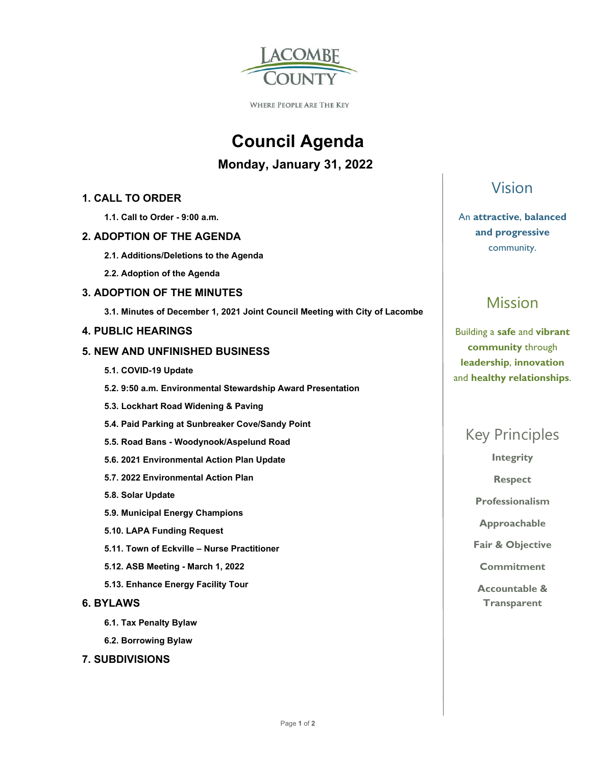LACOMBE COUNTY

WHERE PEOPLE ARE THE KEY

# Council Agenda

## Monday, January 31, 2022

### 1. CALL TO ORDER

**1.1. Call to Order - 9:00 a.m.**

### 2. ADOPTION OF THE AGENDA

**2.1. Additions/Deletions to the Agenda**

**2.2. Adoption of the Agenda**

### 3. ADOPTION OF THE MINUTES

**3.1. Minutes of December 1, 2021 Joint Council Meeting with City of Lacombe**

### 4. PUBLIC HEARINGS

### 5. NEW AND UNFINISHED BUSINESS

**5.1. COVID-19 Update**

**5.2. 9:50 a.m. Environmental Stewardship Award Presentation**

**5.3. Lockhart Road Widening & Paving**

**5.4. Paid Parking at Sunbreaker Cove/Sandy Point**

**5.5. Road Bans - Woodynook/Aspelund Road**

**5.6. 2021 Environmental Action Plan Update**

**5.7. 2022 Environmental Action Plan**

**5.8. Solar Update**

**5.9. Municipal Energy Champions**

**5.10. LAPA Funding Request**

**5.11. Town of Eckville – Nurse Practitioner**

**5.12. ASB Meeting - March 1, 2022**

**5.13. Enhance Energy Facility Tour**

### 6. BYLAWS

**6.1. Tax Penalty Bylaw**

**6.2. Borrowing Bylaw**

### 7. SUBDIVISIONS

## Vision

An **attractive**, **balanced and progressive** community.

## Mission

Building a **safe** and **vibrant community** through **leadership**, **innovation** and **healthy relationships**.

## Key Principles

**Integrity**

**Respect**

**Professionalism**

**Approachable**

**Fair & Objective**

**Commitment**

**Accountable & Transparent**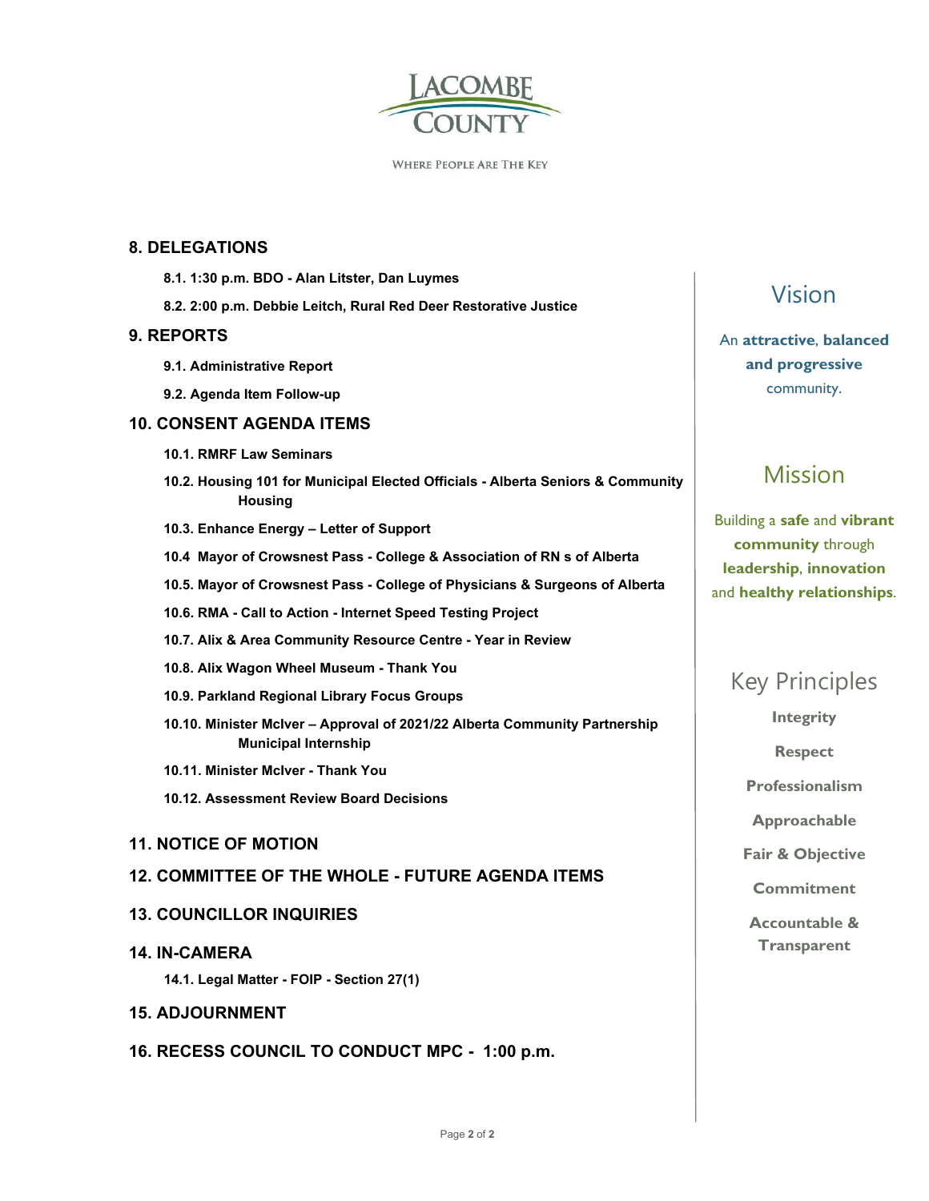LACOMBE COUNTY

WHERE PEOPLE ARE THE KEY

## 8. DELEGATIONS

**8.1. 1:30 p.m. BDO - Alan Litster, Dan Luymes**

**8.2. 2:00 p.m. Debbie Leitch, Rural Red Deer Restorative Justice**

## 9. REPORTS

**9.1. Administrative Report**

**9.2. Agenda Item Follow-up**

## 10. CONSENT AGENDA ITEMS

**10.1. RMRF Law Seminars**

**10.2. Housing 101 for Municipal Elected Officials - Alberta Seniors & Community Housing**

**10.3. Enhance Energy – Letter of Support**

**10.4 Mayor of Crowsnest Pass - College & Association of RN s of Alberta**

**10.5. Mayor of Crowsnest Pass - College of Physicians & Surgeons of Alberta**

**10.6. RMA - Call to Action - Internet Speed Testing Project**

**10.7. Alix & Area Community Resource Centre - Year in Review**

**10.8. Alix Wagon Wheel Museum - Thank You**

**10.9. Parkland Regional Library Focus Groups**

**10.10. Minister McIver – Approval of 2021/22 Alberta Community Partnership Municipal Internship**

**10.11. Minister McIver - Thank You**

**10.12. Assessment Review Board Decisions**

## 11. NOTICE OF MOTION

## 12. COMMITTEE OF THE WHOLE - FUTURE AGENDA ITEMS

## 13. COUNCILLOR INQUIRIES

## 14. IN-CAMERA

**14.1. Legal Matter - FOIP - Section 27(1)**

## 15. ADJOURNMENT

## 16. RECESS COUNCIL TO CONDUCT MPC - 1:00 p.m.

## Vision

An **attractive**, **balanced and progressive** community.

## Mission

Building a **safe** and **vibrant community** through **leadership**, **innovation** and **healthy relationships**.

## Key Principles

**Integrity**

**Respect**

**Professionalism**

**Approachable**

**Fair & Objective**

**Commitment**

**Accountable & Transparent**